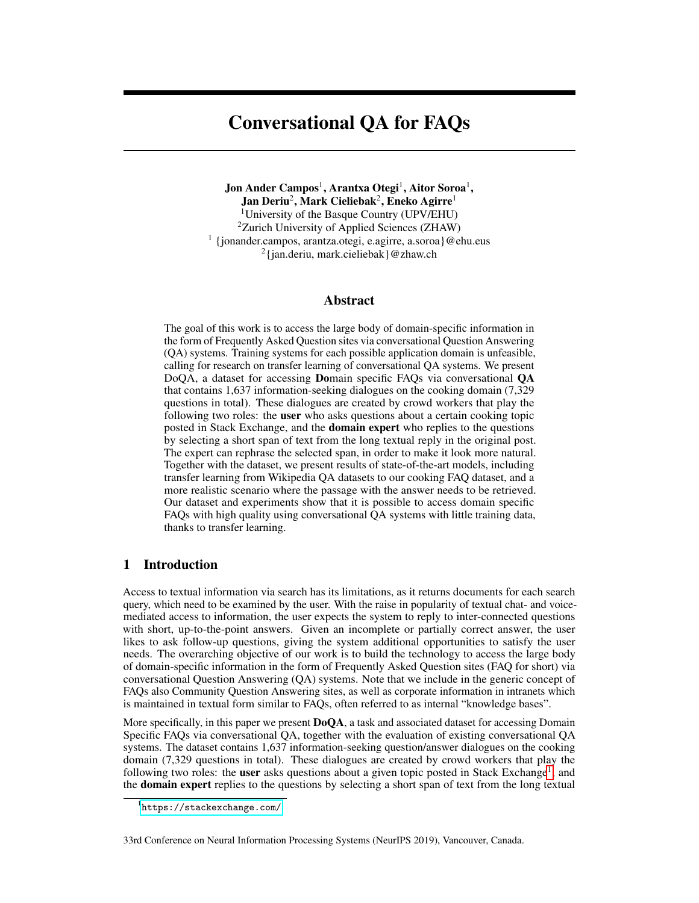# Conversational QA for FAQs

**Jon Ander Campos[1], Arantxa Otegi[1], Aitor Soroa[1], Jan Deriu[2], Mark Cieliebak[2], Eneko Agirre[1]**

[1]University of the Basque Country (UPV/EHU)
[2]Zurich University of Applied Sciences (ZHAW)
[1] {jonander.campos, arantza.otegi, e.agirre, a.soroa}@ehu.eus
[2]{jan.deriu, mark.cieliebak}@zhaw.ch

## Abstract

The goal of this work is to access the large body of domain-specific information in the form of Frequently Asked Question sites via conversational Question Answering (QA) systems. Training systems for each possible application domain is unfeasible, calling for research on transfer learning of conversational QA systems. We present DoQA, a dataset for accessing **Do**main specific FAQs via conversational **QA** that contains 1,637 information-seeking dialogues on the cooking domain (7,329 questions in total). These dialogues are created by crowd workers that play the following two roles: the **user** who asks questions about a certain cooking topic posted in Stack Exchange, and the **domain expert** who replies to the questions by selecting a short span of text from the long textual reply in the original post. The expert can rephrase the selected span, in order to make it look more natural. Together with the dataset, we present results of state-of-the-art models, including transfer learning from Wikipedia QA datasets to our cooking FAQ dataset, and a more realistic scenario where the passage with the answer needs to be retrieved. Our dataset and experiments show that it is possible to access domain specific FAQs with high quality using conversational QA systems with little training data, thanks to transfer learning.

## 1 Introduction

Access to textual information via search has its limitations, as it returns documents for each search query, which need to be examined by the user. With the raise in popularity of textual chat- and voice-mediated access to information, the user expects the system to reply to inter-connected questions with short, up-to-the-point answers. Given an incomplete or partially correct answer, the user likes to ask follow-up questions, giving the system additional opportunities to satisfy the user needs. The overarching objective of our work is to build the technology to access the large body of domain-specific information in the form of Frequently Asked Question sites (FAQ for short) via conversational Question Answering (QA) systems. Note that we include in the generic concept of FAQs also Community Question Answering sites, as well as corporate information in intranets which is maintained in textual form similar to FAQs, often referred to as internal "knowledge bases".

More specifically, in this paper we present **DoQA**, a task and associated dataset for accessing Domain Specific FAQs via conversational QA, together with the evaluation of existing conversational QA systems. The dataset contains 1,637 information-seeking question/answer dialogues on the cooking domain (7,329 questions in total). These dialogues are created by crowd workers that play the following two roles: the **user** asks questions about a given topic posted in Stack Exchange[1], and the **domain expert** replies to the questions by selecting a short span of text from the long textual

[1]https://stackexchange.com/

33rd Conference on Neural Information Processing Systems (NeurIPS 2019), Vancouver, Canada.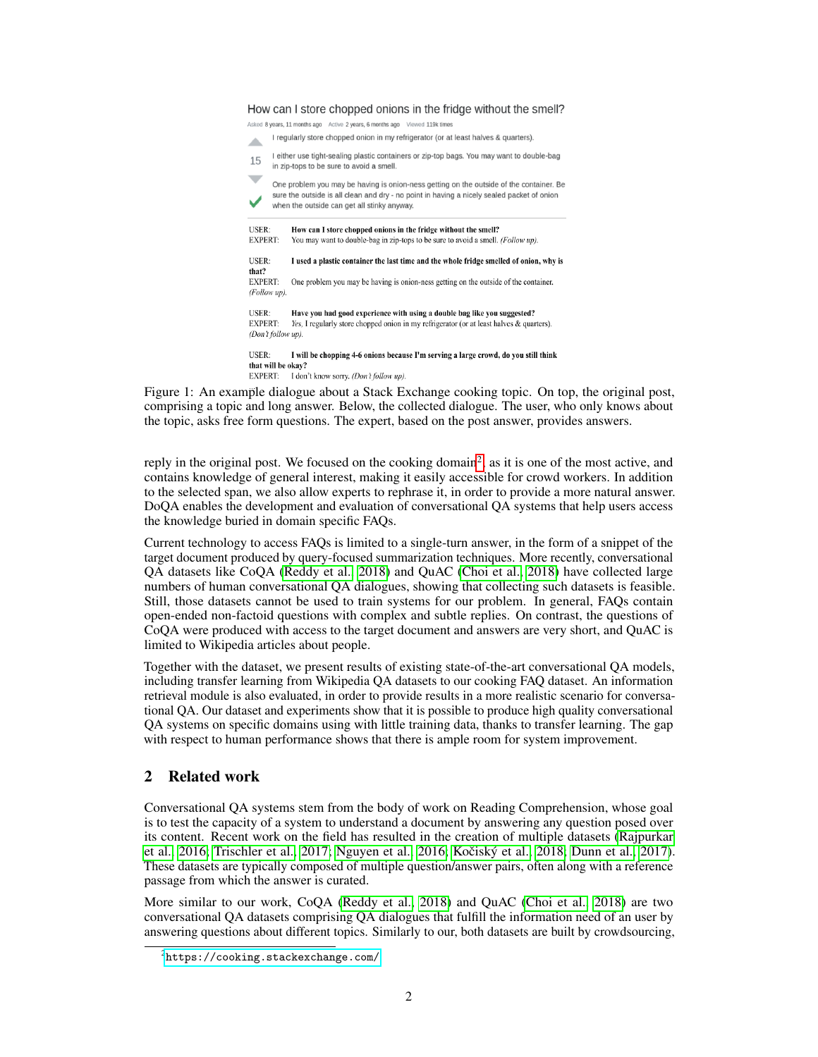How can I store chopped onions in the fridge without the smell?

Asked 8 years, 11 months ago Active 2 years, 6 months ago Viewed 119k times

15

I regularly store chopped onion in my refrigerator (or at least halves & quarters).

I either use tight-sealing plastic containers or zip-top bags. You may want to double-bag in zip-tops to be sure to avoid a smell.

One problem you may be having is onion-ness getting on the outside of the container. Be sure the outside is all clean and dry - no point in having a nicely sealed packet of onion when the outside can get all stinky anyway.

USER: **How can I store chopped onions in the fridge without the smell?**
EXPERT: You may want to double-bag in zip-tops to be sure to avoid a smell. *(Follow up).*

USER: **I used a plastic container the last time and the whole fridge smelled of onion, why is that?**
EXPERT: One problem you may be having is onion-ness getting on the outside of the container. *(Follow up).*

USER: **Have you had good experience with using a double bag like you suggested?**
EXPERT: *Yes,* I regularly store chopped onion in my refrigerator (or at least halves & quarters). *(Don't follow up).*

USER: **I will be chopping 4-6 onions because I'm serving a large crowd, do you still think that will be okay?**
EXPERT: I don't know sorry. *(Don't follow up).*

Figure 1: An example dialogue about a Stack Exchange cooking topic. On top, the original post, comprising a topic and long answer. Below, the collected dialogue. The user, who only knows about the topic, asks free form questions. The expert, based on the post answer, provides answers.

reply in the original post. We focused on the cooking domain[2], as it is one of the most active, and contains knowledge of general interest, making it easily accessible for crowd workers. In addition to the selected span, we also allow experts to rephrase it, in order to provide a more natural answer. DoQA enables the development and evaluation of conversational QA systems that help users access the knowledge buried in domain specific FAQs.

Current technology to access FAQs is limited to a single-turn answer, in the form of a snippet of the target document produced by query-focused summarization techniques. More recently, conversational QA datasets like CoQA (Reddy et al., 2018) and QuAC (Choi et al., 2018) have collected large numbers of human conversational QA dialogues, showing that collecting such datasets is feasible. Still, those datasets cannot be used to train systems for our problem. In general, FAQs contain open-ended non-factoid questions with complex and subtle replies. On contrast, the questions of CoQA were produced with access to the target document and answers are very short, and QuAC is limited to Wikipedia articles about people.

Together with the dataset, we present results of existing state-of-the-art conversational QA models, including transfer learning from Wikipedia QA datasets to our cooking FAQ dataset. An information retrieval module is also evaluated, in order to provide results in a more realistic scenario for conversational QA. Our dataset and experiments show that it is possible to produce high quality conversational QA systems on specific domains using with little training data, thanks to transfer learning. The gap with respect to human performance shows that there is ample room for system improvement.

## 2 Related work

Conversational QA systems stem from the body of work on Reading Comprehension, whose goal is to test the capacity of a system to understand a document by answering any question posed over its content. Recent work on the field has resulted in the creation of multiple datasets (Rajpurkar et al., 2016; Trischler et al., 2017; Nguyen et al., 2016; Kočiský et al., 2018; Dunn et al., 2017). These datasets are typically composed of multiple question/answer pairs, often along with a reference passage from which the answer is curated.

More similar to our work, CoQA (Reddy et al., 2018) and QuAC (Choi et al., 2018) are two conversational QA datasets comprising QA dialogues that fulfill the information need of an user by answering questions about different topics. Similarly to our, both datasets are built by crowdsourcing,

[2] https://cooking.stackexchange.com/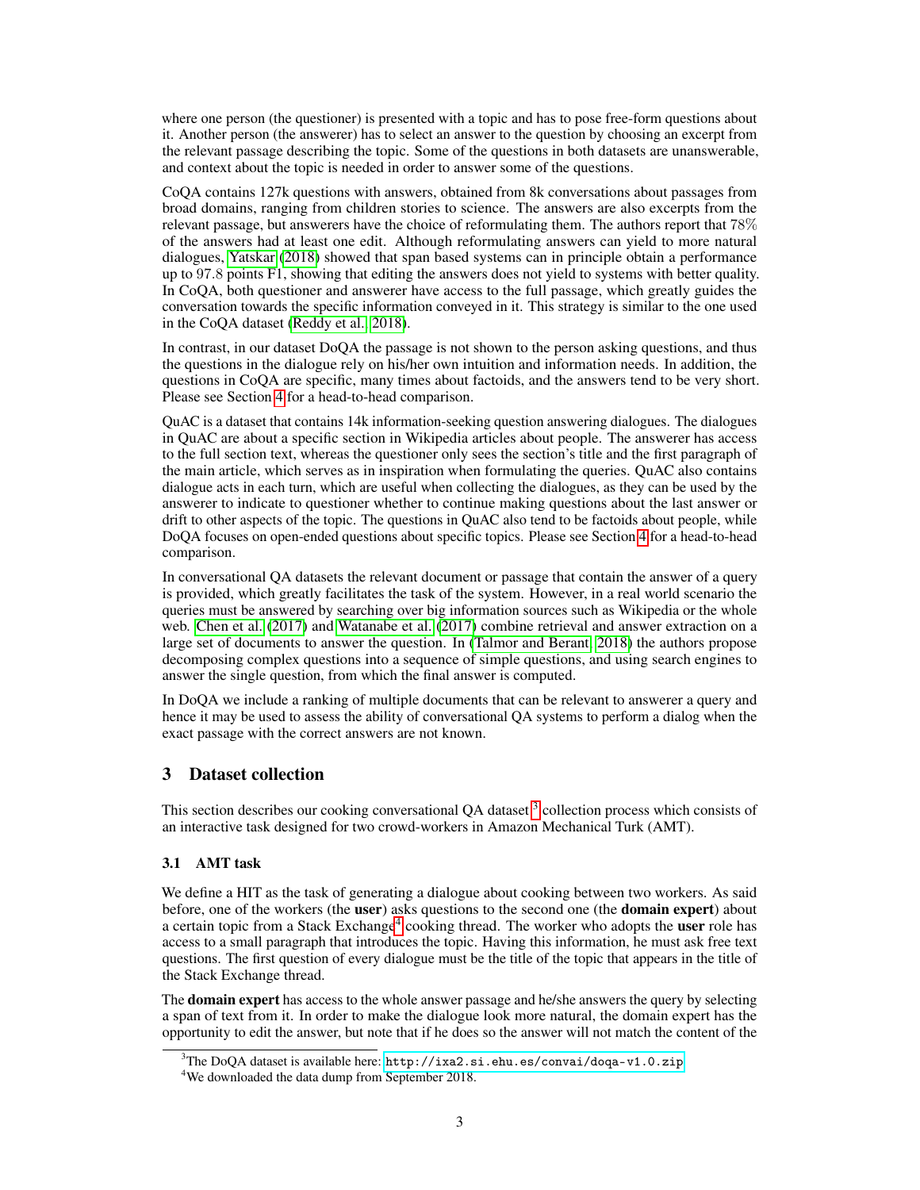where one person (the questioner) is presented with a topic and has to pose free-form questions about it. Another person (the answerer) has to select an answer to the question by choosing an excerpt from the relevant passage describing the topic. Some of the questions in both datasets are unanswerable, and context about the topic is needed in order to answer some of the questions.

CoQA contains 127k questions with answers, obtained from 8k conversations about passages from broad domains, ranging from children stories to science. The answers are also excerpts from the relevant passage, but answerers have the choice of reformulating them. The authors report that 78% of the answers had at least one edit. Although reformulating answers can yield to more natural dialogues, Yatskar (2018) showed that span based systems can in principle obtain a performance up to 97.8 points F1, showing that editing the answers does not yield to systems with better quality. In CoQA, both questioner and answerer have access to the full passage, which greatly guides the conversation towards the specific information conveyed in it. This strategy is similar to the one used in the CoQA dataset (Reddy et al., 2018).

In contrast, in our dataset DoQA the passage is not shown to the person asking questions, and thus the questions in the dialogue rely on his/her own intuition and information needs. In addition, the questions in CoQA are specific, many times about factoids, and the answers tend to be very short. Please see Section 4 for a head-to-head comparison.

QuAC is a dataset that contains 14k information-seeking question answering dialogues. The dialogues in QuAC are about a specific section in Wikipedia articles about people. The answerer has access to the full section text, whereas the questioner only sees the section's title and the first paragraph of the main article, which serves as in inspiration when formulating the queries. QuAC also contains dialogue acts in each turn, which are useful when collecting the dialogues, as they can be used by the answerer to indicate to questioner whether to continue making questions about the last answer or drift to other aspects of the topic. The questions in QuAC also tend to be factoids about people, while DoQA focuses on open-ended questions about specific topics. Please see Section 4 for a head-to-head comparison.

In conversational QA datasets the relevant document or passage that contain the answer of a query is provided, which greatly facilitates the task of the system. However, in a real world scenario the queries must be answered by searching over big information sources such as Wikipedia or the whole web. Chen et al. (2017) and Watanabe et al. (2017) combine retrieval and answer extraction on a large set of documents to answer the question. In (Talmor and Berant, 2018) the authors propose decomposing complex questions into a sequence of simple questions, and using search engines to answer the single question, from which the final answer is computed.

In DoQA we include a ranking of multiple documents that can be relevant to answerer a query and hence it may be used to assess the ability of conversational QA systems to perform a dialog when the exact passage with the correct answers are not known.

## 3 Dataset collection

This section describes our cooking conversational QA dataset[3] collection process which consists of an interactive task designed for two crowd-workers in Amazon Mechanical Turk (AMT).

### 3.1 AMT task

We define a HIT as the task of generating a dialogue about cooking between two workers. As said before, one of the workers (the **user**) asks questions to the second one (the **domain expert**) about a certain topic from a Stack Exchange[4] cooking thread. The worker who adopts the **user** role has access to a small paragraph that introduces the topic. Having this information, he must ask free text questions. The first question of every dialogue must be the title of the topic that appears in the title of the Stack Exchange thread.

The **domain expert** has access to the whole answer passage and he/she answers the query by selecting a span of text from it. In order to make the dialogue look more natural, the domain expert has the opportunity to edit the answer, but note that if he does so the answer will not match the content of the

[3]The DoQA dataset is available here: http://ixa2.si.ehu.es/convai/doqa-v1.0.zip

[4]We downloaded the data dump from September 2018.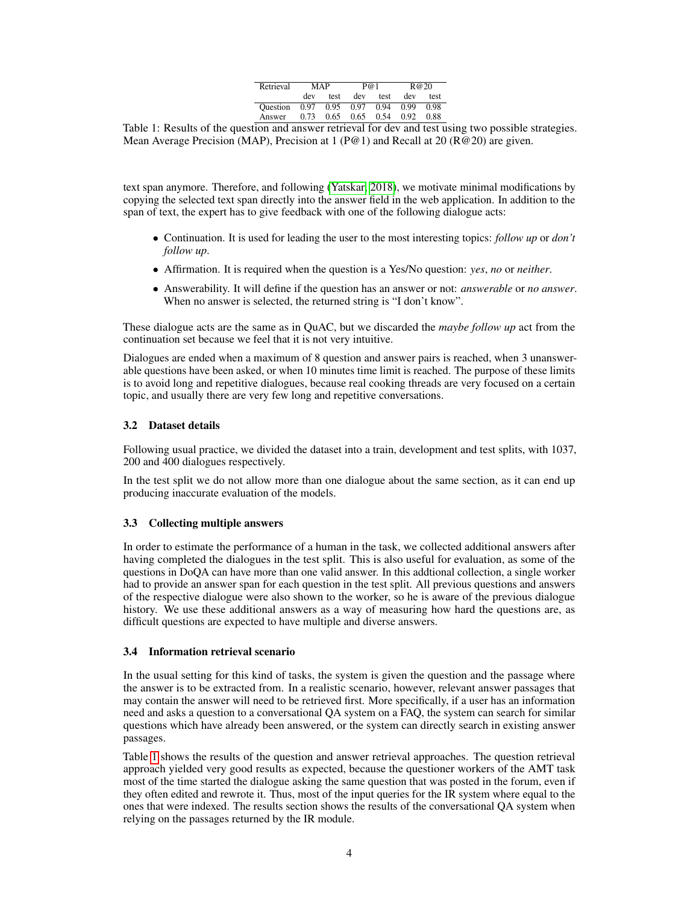| Retrieval | MAP | | P@1 | | R@20 | |
|---|---|---|---|---|---|---|
| | dev | test | dev | test | dev | test |
| Question | 0.97 | 0.95 | 0.97 | 0.94 | 0.99 | 0.98 |
| Answer | 0.73 | 0.65 | 0.65 | 0.54 | 0.92 | 0.88 |

Table 1: Results of the question and answer retrieval for dev and test using two possible strategies. Mean Average Precision (MAP), Precision at 1 (P@1) and Recall at 20 (R@20) are given.

text span anymore. Therefore, and following (Yatskar, 2018), we motivate minimal modifications by copying the selected text span directly into the answer field in the web application. In addition to the span of text, the expert has to give feedback with one of the following dialogue acts:

- Continuation. It is used for leading the user to the most interesting topics: *follow up* or *don't follow up*.
- Affirmation. It is required when the question is a Yes/No question: *yes*, *no* or *neither*.
- Answerability. It will define if the question has an answer or not: *answerable* or *no answer*. When no answer is selected, the returned string is "I don't know".

These dialogue acts are the same as in QuAC, but we discarded the *maybe follow up* act from the continuation set because we feel that it is not very intuitive.

Dialogues are ended when a maximum of 8 question and answer pairs is reached, when 3 unanswerable questions have been asked, or when 10 minutes time limit is reached. The purpose of these limits is to avoid long and repetitive dialogues, because real cooking threads are very focused on a certain topic, and usually there are very few long and repetitive conversations.

### 3.2 Dataset details

Following usual practice, we divided the dataset into a train, development and test splits, with 1037, 200 and 400 dialogues respectively.

In the test split we do not allow more than one dialogue about the same section, as it can end up producing inaccurate evaluation of the models.

### 3.3 Collecting multiple answers

In order to estimate the performance of a human in the task, we collected additional answers after having completed the dialogues in the test split. This is also useful for evaluation, as some of the questions in DoQA can have more than one valid answer. In this addtional collection, a single worker had to provide an answer span for each question in the test split. All previous questions and answers of the respective dialogue were also shown to the worker, so he is aware of the previous dialogue history. We use these additional answers as a way of measuring how hard the questions are, as difficult questions are expected to have multiple and diverse answers.

### 3.4 Information retrieval scenario

In the usual setting for this kind of tasks, the system is given the question and the passage where the answer is to be extracted from. In a realistic scenario, however, relevant answer passages that may contain the answer will need to be retrieved first. More specifically, if a user has an information need and asks a question to a conversational QA system on a FAQ, the system can search for similar questions which have already been answered, or the system can directly search in existing answer passages.

Table 1 shows the results of the question and answer retrieval approaches. The question retrieval approach yielded very good results as expected, because the questioner workers of the AMT task most of the time started the dialogue asking the same question that was posted in the forum, even if they often edited and rewrote it. Thus, most of the input queries for the IR system where equal to the ones that were indexed. The results section shows the results of the conversational QA system when relying on the passages returned by the IR module.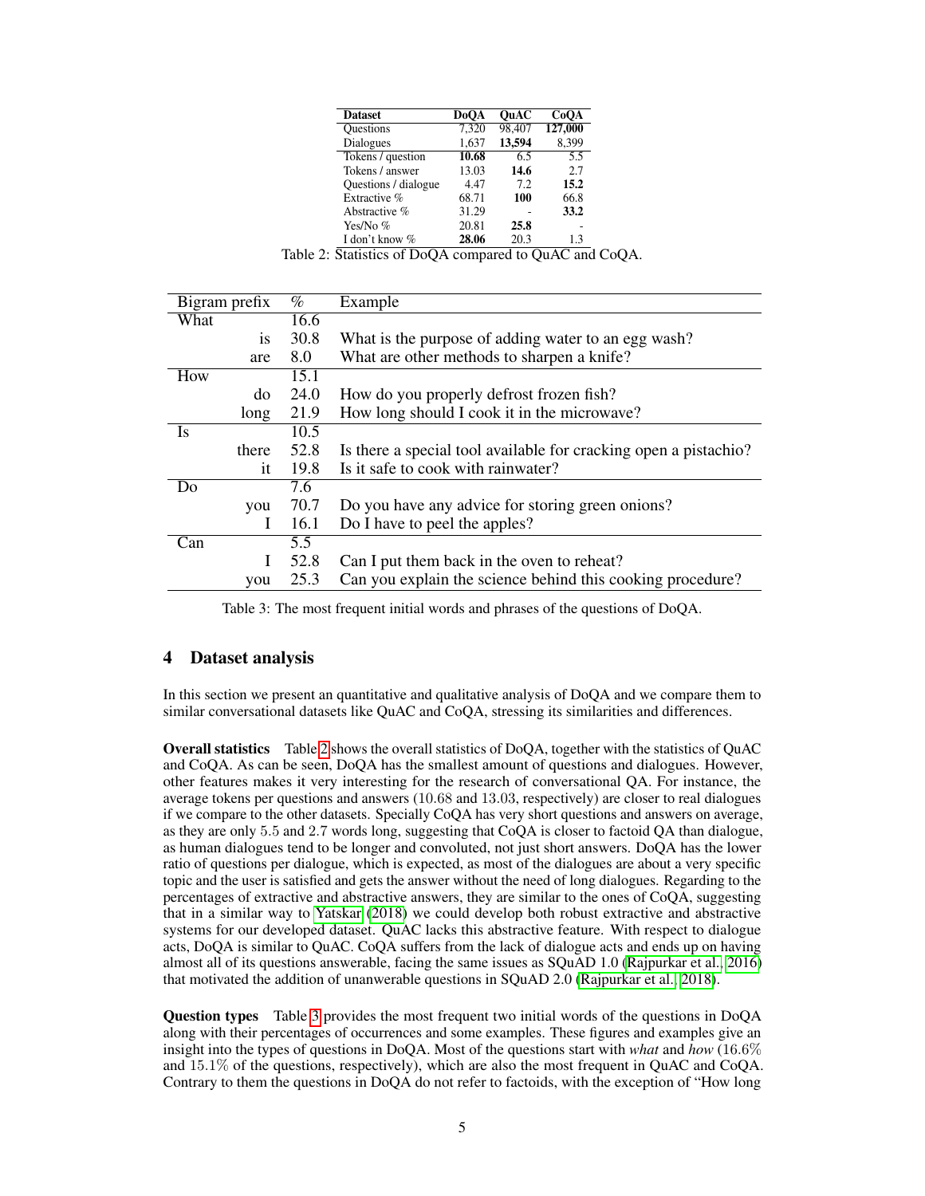| Dataset | DoQA | QuAC | CoQA |
|---|---|---|---|
| Questions | 7,320 | 98,407 | **127,000** |
| Dialogues | 1,637 | **13,594** | 8,399 |
| Tokens / question | **10.68** | 6.5 | 5.5 |
| Tokens / answer | 13.03 | **14.6** | 2.7 |
| Questions / dialogue | 4.47 | 7.2 | **15.2** |
| Extractive % | 68.71 | **100** | 66.8 |
| Abstractive % | 31.29 | - | **33.2** |
| Yes/No % | 20.81 | **25.8** | - |
| I don't know % | **28.06** | 20.3 | 1.3 |

Table 2: Statistics of DoQA compared to QuAC and CoQA.

| Bigram prefix | | % | Example |
|---|---|---|---|
| What | | 16.6 | |
| | is | 30.8 | What is the purpose of adding water to an egg wash? |
| | are | 8.0 | What are other methods to sharpen a knife? |
| How | | 15.1 | |
| | do | 24.0 | How do you properly defrost frozen fish? |
| | long | 21.9 | How long should I cook it in the microwave? |
| Is | | 10.5 | |
| | there | 52.8 | Is there a special tool available for cracking open a pistachio? |
| | it | 19.8 | Is it safe to cook with rainwater? |
| Do | | 7.6 | |
| | you | 70.7 | Do you have any advice for storing green onions? |
| | I | 16.1 | Do I have to peel the apples? |
| Can | | 5.5 | |
| | I | 52.8 | Can I put them back in the oven to reheat? |
| | you | 25.3 | Can you explain the science behind this cooking procedure? |

Table 3: The most frequent initial words and phrases of the questions of DoQA.

## 4 Dataset analysis

In this section we present an quantitative and qualitative analysis of DoQA and we compare them to similar conversational datasets like QuAC and CoQA, stressing its similarities and differences.

**Overall statistics** Table 2 shows the overall statistics of DoQA, together with the statistics of QuAC and CoQA. As can be seen, DoQA has the smallest amount of questions and dialogues. However, other features makes it very interesting for the research of conversational QA. For instance, the average tokens per questions and answers (10.68 and 13.03, respectively) are closer to real dialogues if we compare to the other datasets. Specially CoQA has very short questions and answers on average, as they are only 5.5 and 2.7 words long, suggesting that CoQA is closer to factoid QA than dialogue, as human dialogues tend to be longer and convoluted, not just short answers. DoQA has the lower ratio of questions per dialogue, which is expected, as most of the dialogues are about a very specific topic and the user is satisfied and gets the answer without the need of long dialogues. Regarding to the percentages of extractive and abstractive answers, they are similar to the ones of CoQA, suggesting that in a similar way to Yatskar (2018) we could develop both robust extractive and abstractive systems for our developed dataset. QuAC lacks this abstractive feature. With respect to dialogue acts, DoQA is similar to QuAC. CoQA suffers from the lack of dialogue acts and ends up on having almost all of its questions answerable, facing the same issues as SQuAD 1.0 (Rajpurkar et al., 2016) that motivated the addition of unanwerable questions in SQuAD 2.0 (Rajpurkar et al., 2018).

**Question types** Table 3 provides the most frequent two initial words of the questions in DoQA along with their percentages of occurrences and some examples. These figures and examples give an insight into the types of questions in DoQA. Most of the questions start with *what* and *how* (16.6% and 15.1% of the questions, respectively), which are also the most frequent in QuAC and CoQA. Contrary to them the questions in DoQA do not refer to factoids, with the exception of "How long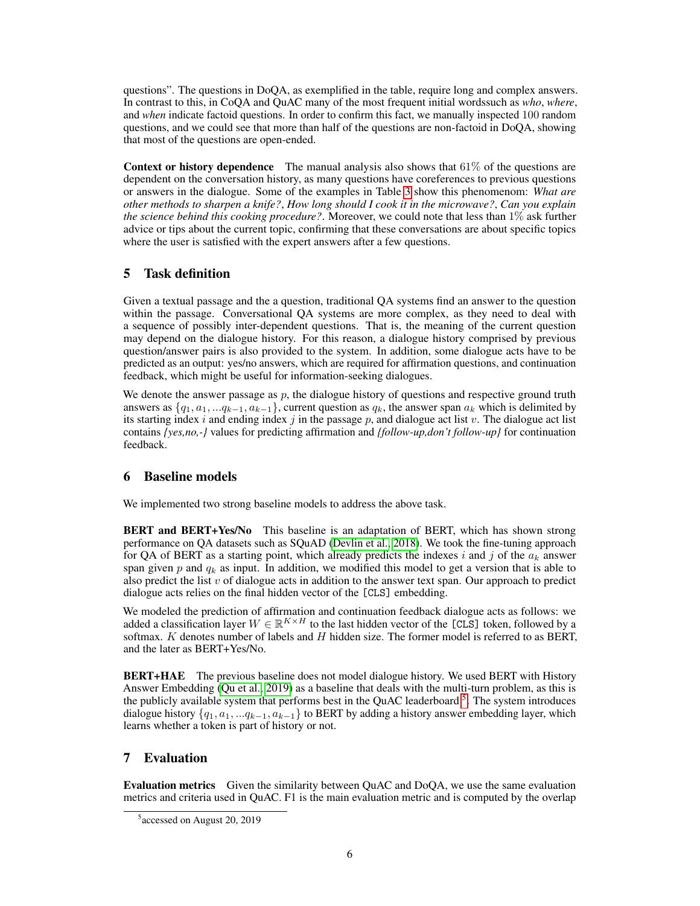questions". The questions in DoQA, as exemplified in the table, require long and complex answers. In contrast to this, in CoQA and QuAC many of the most frequent initial wordssuch as *who*, *where*, and *when* indicate factoid questions. In order to confirm this fact, we manually inspected 100 random questions, and we could see that more than half of the questions are non-factoid in DoQA, showing that most of the questions are open-ended.

**Context or history dependence** The manual analysis also shows that 61% of the questions are dependent on the conversation history, as many questions have coreferences to previous questions or answers in the dialogue. Some of the examples in Table 3 show this phenomenom: *What are other methods to sharpen a knife?*, *How long should I cook it in the microwave?*, *Can you explain the science behind this cooking procedure?*. Moreover, we could note that less than 1% ask further advice or tips about the current topic, confirming that these conversations are about specific topics where the user is satisfied with the expert answers after a few questions.

## 5 Task definition

Given a textual passage and the a question, traditional QA systems find an answer to the question within the passage. Conversational QA systems are more complex, as they need to deal with a sequence of possibly inter-dependent questions. That is, the meaning of the current question may depend on the dialogue history. For this reason, a dialogue history comprised by previous question/answer pairs is also provided to the system. In addition, some dialogue acts have to be predicted as an output: yes/no answers, which are required for affirmation questions, and continuation feedback, which might be useful for information-seeking dialogues.

We denote the answer passage as $p$, the dialogue history of questions and respective ground truth answers as $\{q_1, a_1, ...q_{k-1}, a_{k-1}\}$, current question as $q_k$, the answer span $a_k$ which is delimited by its starting index $i$ and ending index $j$ in the passage $p$, and dialogue act list $v$. The dialogue act list contains *{yes,no,-}* values for predicting affirmation and *{follow-up,don't follow-up}* for continuation feedback.

## 6 Baseline models

We implemented two strong baseline models to address the above task.

**BERT and BERT+Yes/No** This baseline is an adaptation of BERT, which has shown strong performance on QA datasets such as SQuAD (Devlin et al., 2018). We took the fine-tuning approach for QA of BERT as a starting point, which already predicts the indexes $i$ and $j$ of the $a_k$ answer span given $p$ and $q_k$ as input. In addition, we modified this model to get a version that is able to also predict the list $v$ of dialogue acts in addition to the answer text span. Our approach to predict dialogue acts relies on the final hidden vector of the [CLS] embedding.

We modeled the prediction of affirmation and continuation feedback dialogue acts as follows: we added a classification layer $W \in \mathbb{R}^{K \times H}$ to the last hidden vector of the [CLS] token, followed by a softmax. $K$ denotes number of labels and $H$ hidden size. The former model is referred to as BERT, and the later as BERT+Yes/No.

**BERT+HAE** The previous baseline does not model dialogue history. We used BERT with History Answer Embedding (Qu et al., 2019) as a baseline that deals with the multi-turn problem, as this is the publicly available system that performs best in the QuAC leaderboard[5]. The system introduces dialogue history $\{q_1, a_1, ...q_{k-1}, a_{k-1}\}$ to BERT by adding a history answer embedding layer, which learns whether a token is part of history or not.

## 7 Evaluation

**Evaluation metrics** Given the similarity between QuAC and DoQA, we use the same evaluation metrics and criteria used in QuAC. F1 is the main evaluation metric and is computed by the overlap

[5] accessed on August 20, 2019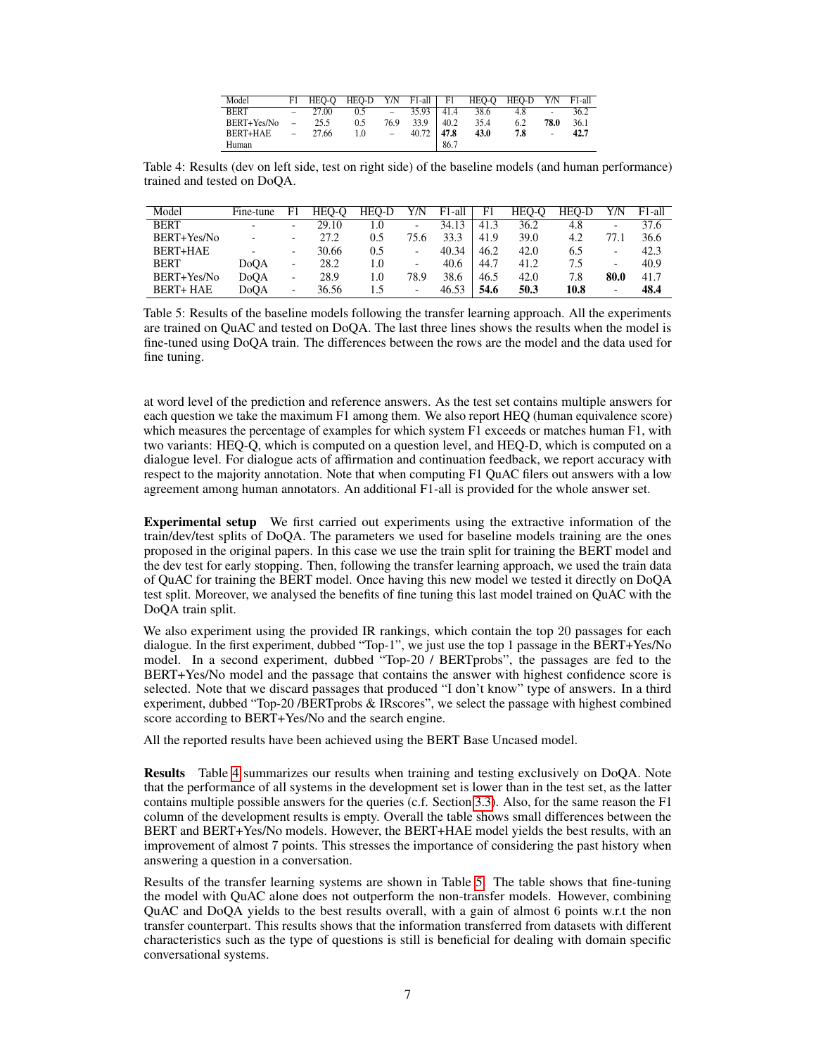| Model | F1 | HEQ-Q | HEQ-D | Y/N | F1-all | F1 | HEQ-Q | HEQ-D | Y/N | F1-all |
|---|---|---|---|---|---|---|---|---|---|---|
| BERT | – | 27.00 | 0.5 | – | 35.93 | 41.4 | 38.6 | 4.8 | - | 36.2 |
| BERT+Yes/No | – | 25.5 | 0.5 | 76.9 | 33.9 | 40.2 | 35.4 | 6.2 | **78.0** | 36.1 |
| BERT+HAE | – | 27.66 | 1.0 | – | 40.72 | **47.8** | **43.0** | **7.8** | - | **42.7** |
| Human | | | | | | 86.7 | | | | |

Table 4: Results (dev on left side, test on right side) of the baseline models (and human performance) trained and tested on DoQA.

| Model | Fine-tune | F1 | HEQ-Q | HEQ-D | Y/N | F1-all | F1 | HEQ-Q | HEQ-D | Y/N | F1-all |
|---|---|---|---|---|---|---|---|---|---|---|---|
| BERT | - | - | 29.10 | 1.0 | - | 34.13 | 41.3 | 36.2 | 4.8 | - | 37.6 |
| BERT+Yes/No | - | - | 27.2 | 0.5 | 75.6 | 33.3 | 41.9 | 39.0 | 4.2 | 77.1 | 36.6 |
| BERT+HAE | - | - | 30.66 | 0.5 | - | 40.34 | 46.2 | 42.0 | 6.5 | - | 42.3 |
| BERT | DoQA | - | 28.2 | 1.0 | - | 40.6 | 44.7 | 41.2 | 7.5 | - | 40.9 |
| BERT+Yes/No | DoQA | - | 28.9 | 1.0 | 78.9 | 38.6 | 46.5 | 42.0 | 7.8 | **80.0** | 41.7 |
| BERT+ HAE | DoQA | - | 36.56 | 1.5 | - | 46.53 | **54.6** | **50.3** | **10.8** | - | **48.4** |

Table 5: Results of the baseline models following the transfer learning approach. All the experiments are trained on QuAC and tested on DoQA. The last three lines shows the results when the model is fine-tuned using DoQA train. The differences between the rows are the model and the data used for fine tuning.

at word level of the prediction and reference answers. As the test set contains multiple answers for each question we take the maximum F1 among them. We also report HEQ (human equivalence score) which measures the percentage of examples for which system F1 exceeds or matches human F1, with two variants: HEQ-Q, which is computed on a question level, and HEQ-D, which is computed on a dialogue level. For dialogue acts of affirmation and continuation feedback, we report accuracy with respect to the majority annotation. Note that when computing F1 QuAC filers out answers with a low agreement among human annotators. An additional F1-all is provided for the whole answer set.

**Experimental setup** We first carried out experiments using the extractive information of the train/dev/test splits of DoQA. The parameters we used for baseline models training are the ones proposed in the original papers. In this case we use the train split for training the BERT model and the dev test for early stopping. Then, following the transfer learning approach, we used the train data of QuAC for training the BERT model. Once having this new model we tested it directly on DoQA test split. Moreover, we analysed the benefits of fine tuning this last model trained on QuAC with the DoQA train split.

We also experiment using the provided IR rankings, which contain the top 20 passages for each dialogue. In the first experiment, dubbed "Top-1", we just use the top 1 passage in the BERT+Yes/No model. In a second experiment, dubbed "Top-20 / BERTprobs", the passages are fed to the BERT+Yes/No model and the passage that contains the answer with highest confidence score is selected. Note that we discard passages that produced "I don't know" type of answers. In a third experiment, dubbed "Top-20 /BERTprobs & IRscores", we select the passage with highest combined score according to BERT+Yes/No and the search engine.

All the reported results have been achieved using the BERT Base Uncased model.

**Results** Table 4 summarizes our results when training and testing exclusively on DoQA. Note that the performance of all systems in the development set is lower than in the test set, as the latter contains multiple possible answers for the queries (c.f. Section 3.3). Also, for the same reason the F1 column of the development results is empty. Overall the table shows small differences between the BERT and BERT+Yes/No models. However, the BERT+HAE model yields the best results, with an improvement of almost 7 points. This stresses the importance of considering the past history when answering a question in a conversation.

Results of the transfer learning systems are shown in Table 5. The table shows that fine-tuning the model with QuAC alone does not outperform the non-transfer models. However, combining QuAC and DoQA yields to the best results overall, with a gain of almost 6 points w.r.t the non transfer counterpart. This results shows that the information transferred from datasets with different characteristics such as the type of questions is still is beneficial for dealing with domain specific conversational systems.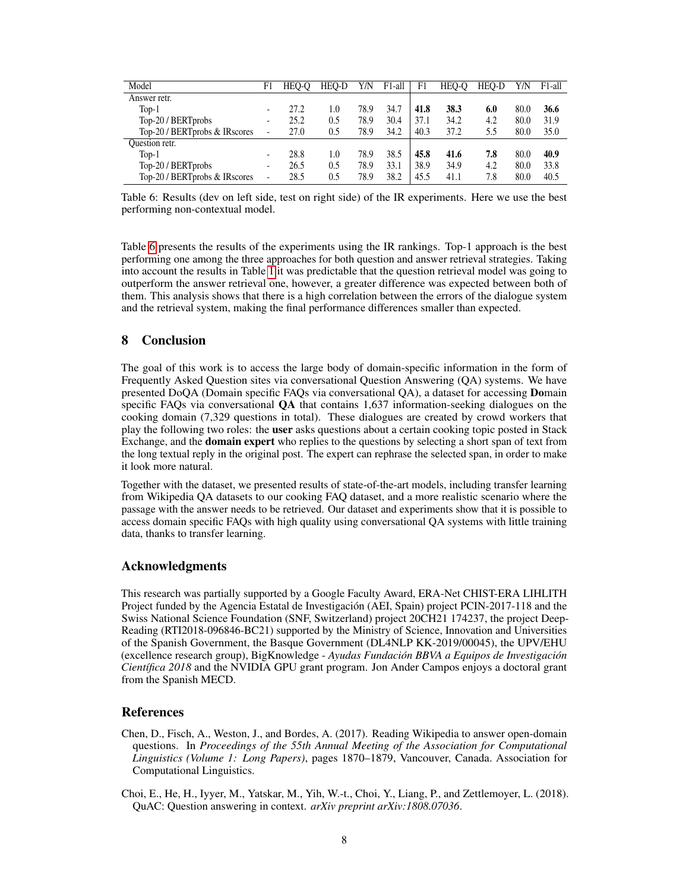| Model | F1 | HEQ-Q | HEQ-D | Y/N | F1-all | F1 | HEQ-Q | HEQ-D | Y/N | F1-all |
|---|---|---|---|---|---|---|---|---|---|---|
| Answer retr. | | | | | | | | | | |
| Top-1 | - | 27.2 | 1.0 | 78.9 | 34.7 | **41.8** | **38.3** | **6.0** | 80.0 | **36.6** |
| Top-20 / BERTprobs | - | 25.2 | 0.5 | 78.9 | 30.4 | 37.1 | 34.2 | 4.2 | 80.0 | 31.9 |
| Top-20 / BERTprobs & IRscores | - | 27.0 | 0.5 | 78.9 | 34.2 | 40.3 | 37.2 | 5.5 | 80.0 | 35.0 |
| Question retr. | | | | | | | | | | |
| Top-1 | - | 28.8 | 1.0 | 78.9 | 38.5 | **45.8** | **41.6** | **7.8** | 80.0 | **40.9** |
| Top-20 / BERTprobs | - | 26.5 | 0.5 | 78.9 | 33.1 | 38.9 | 34.9 | 4.2 | 80.0 | 33.8 |
| Top-20 / BERTprobs & IRscores | - | 28.5 | 0.5 | 78.9 | 38.2 | 45.5 | 41.1 | 7.8 | 80.0 | 40.5 |

Table 6: Results (dev on left side, test on right side) of the IR experiments. Here we use the best performing non-contextual model.

Table 6 presents the results of the experiments using the IR rankings. Top-1 approach is the best performing one among the three approaches for both question and answer retrieval strategies. Taking into account the results in Table 1 it was predictable that the question retrieval model was going to outperform the answer retrieval one, however, a greater difference was expected between both of them. This analysis shows that there is a high correlation between the errors of the dialogue system and the retrieval system, making the final performance differences smaller than expected.

## 8 Conclusion

The goal of this work is to access the large body of domain-specific information in the form of Frequently Asked Question sites via conversational Question Answering (QA) systems. We have presented DoQA (Domain specific FAQs via conversational QA), a dataset for accessing **Do**main specific FAQs via conversational **QA** that contains 1,637 information-seeking dialogues on the cooking domain (7,329 questions in total). These dialogues are created by crowd workers that play the following two roles: the **user** asks questions about a certain cooking topic posted in Stack Exchange, and the **domain expert** who replies to the questions by selecting a short span of text from the long textual reply in the original post. The expert can rephrase the selected span, in order to make it look more natural.

Together with the dataset, we presented results of state-of-the-art models, including transfer learning from Wikipedia QA datasets to our cooking FAQ dataset, and a more realistic scenario where the passage with the answer needs to be retrieved. Our dataset and experiments show that it is possible to access domain specific FAQs with high quality using conversational QA systems with little training data, thanks to transfer learning.

## Acknowledgments

This research was partially supported by a Google Faculty Award, ERA-Net CHIST-ERA LIHLITH Project funded by the Agencia Estatal de Investigación (AEI, Spain) project PCIN-2017-118 and the Swiss National Science Foundation (SNF, Switzerland) project 20CH21 174237, the project DeepReading (RTI2018-096846-BC21) supported by the Ministry of Science, Innovation and Universities of the Spanish Government, the Basque Government (DL4NLP KK-2019/00045), the UPV/EHU (excellence research group), BigKnowledge - *Ayudas Fundación BBVA a Equipos de Investigación Científica 2018* and the NVIDIA GPU grant program. Jon Ander Campos enjoys a doctoral grant from the Spanish MECD.

## References

Chen, D., Fisch, A., Weston, J., and Bordes, A. (2017). Reading Wikipedia to answer open-domain questions. In *Proceedings of the 55th Annual Meeting of the Association for Computational Linguistics (Volume 1: Long Papers)*, pages 1870–1879, Vancouver, Canada. Association for Computational Linguistics.

Choi, E., He, H., Iyyer, M., Yatskar, M., Yih, W.-t., Choi, Y., Liang, P., and Zettlemoyer, L. (2018). QuAC: Question answering in context. *arXiv preprint arXiv:1808.07036*.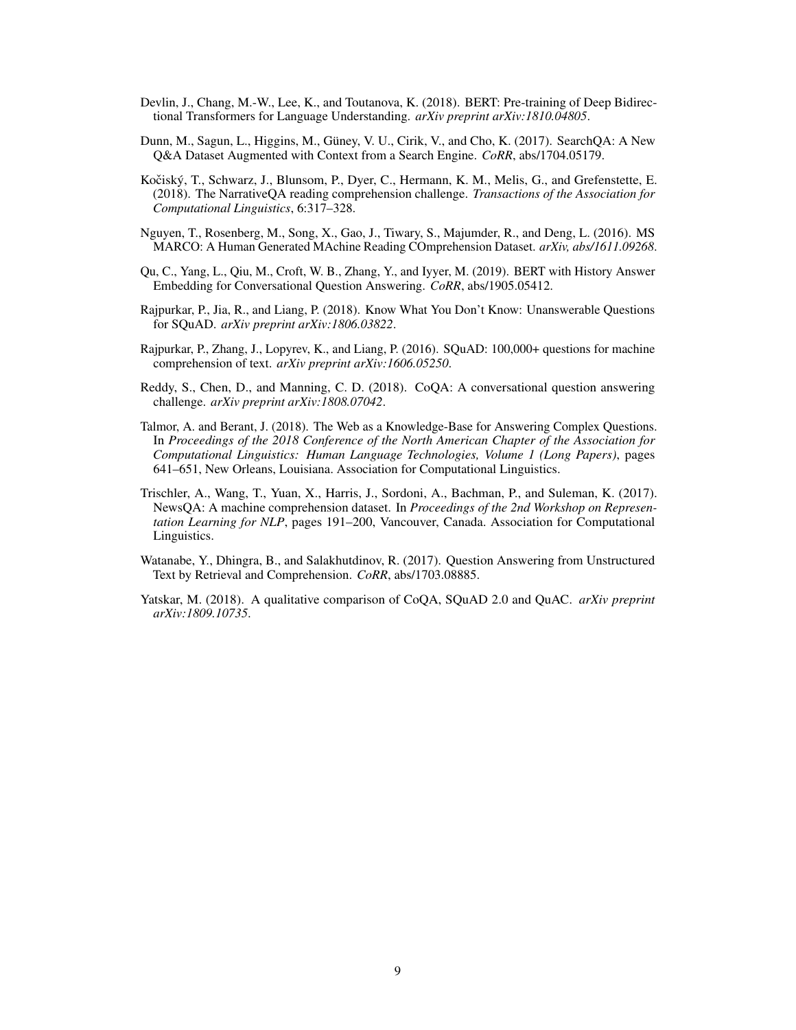Devlin, J., Chang, M.-W., Lee, K., and Toutanova, K. (2018). BERT: Pre-training of Deep Bidirectional Transformers for Language Understanding. *arXiv preprint arXiv:1810.04805*.

Dunn, M., Sagun, L., Higgins, M., Güney, V. U., Cirik, V., and Cho, K. (2017). SearchQA: A New Q&A Dataset Augmented with Context from a Search Engine. *CoRR*, abs/1704.05179.

Kočiský, T., Schwarz, J., Blunsom, P., Dyer, C., Hermann, K. M., Melis, G., and Grefenstette, E. (2018). The NarrativeQA reading comprehension challenge. *Transactions of the Association for Computational Linguistics*, 6:317–328.

Nguyen, T., Rosenberg, M., Song, X., Gao, J., Tiwary, S., Majumder, R., and Deng, L. (2016). MS MARCO: A Human Generated MAchine Reading COmprehension Dataset. *arXiv, abs/1611.09268*.

Qu, C., Yang, L., Qiu, M., Croft, W. B., Zhang, Y., and Iyyer, M. (2019). BERT with History Answer Embedding for Conversational Question Answering. *CoRR*, abs/1905.05412.

Rajpurkar, P., Jia, R., and Liang, P. (2018). Know What You Don't Know: Unanswerable Questions for SQuAD. *arXiv preprint arXiv:1806.03822*.

Rajpurkar, P., Zhang, J., Lopyrev, K., and Liang, P. (2016). SQuAD: 100,000+ questions for machine comprehension of text. *arXiv preprint arXiv:1606.05250*.

Reddy, S., Chen, D., and Manning, C. D. (2018). CoQA: A conversational question answering challenge. *arXiv preprint arXiv:1808.07042*.

Talmor, A. and Berant, J. (2018). The Web as a Knowledge-Base for Answering Complex Questions. In *Proceedings of the 2018 Conference of the North American Chapter of the Association for Computational Linguistics: Human Language Technologies, Volume 1 (Long Papers)*, pages 641–651, New Orleans, Louisiana. Association for Computational Linguistics.

Trischler, A., Wang, T., Yuan, X., Harris, J., Sordoni, A., Bachman, P., and Suleman, K. (2017). NewsQA: A machine comprehension dataset. In *Proceedings of the 2nd Workshop on Representation Learning for NLP*, pages 191–200, Vancouver, Canada. Association for Computational Linguistics.

Watanabe, Y., Dhingra, B., and Salakhutdinov, R. (2017). Question Answering from Unstructured Text by Retrieval and Comprehension. *CoRR*, abs/1703.08885.

Yatskar, M. (2018). A qualitative comparison of CoQA, SQuAD 2.0 and QuAC. *arXiv preprint arXiv:1809.10735*.